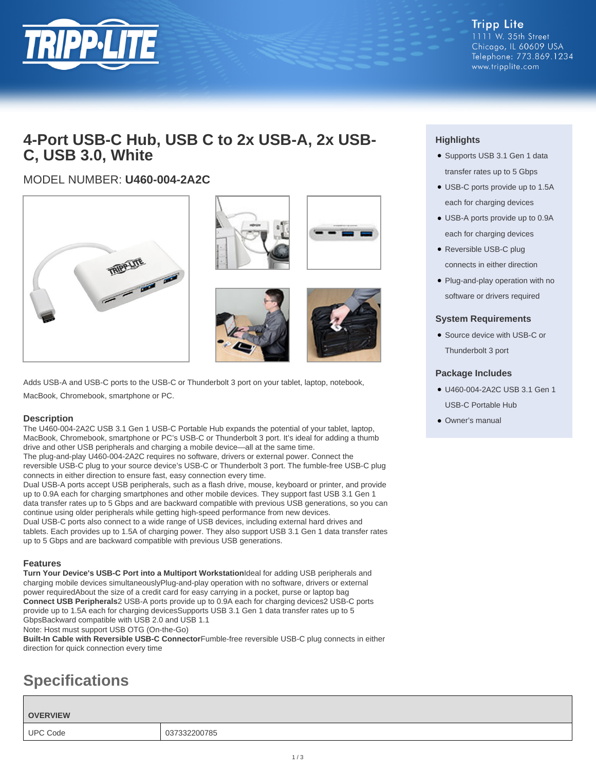Tripp Lite
1111 W. 35th Street
Chicago, IL 60609 USA
Telephone: 773.869.1234
www.tripplite.com

# 4-Port USB-C Hub, USB C to 2x USB-A, 2x USB-C, USB 3.0, White

MODEL NUMBER: **U460-004-2A2C**

Adds USB-A and USB-C ports to the USB-C or Thunderbolt 3 port on your tablet, laptop, notebook, MacBook, Chromebook, smartphone or PC.

### Description

The U460-004-2A2C USB 3.1 Gen 1 USB-C Portable Hub expands the potential of your tablet, laptop, MacBook, Chromebook, smartphone or PC's USB-C or Thunderbolt 3 port. It's ideal for adding a thumb drive and other USB peripherals and charging a mobile device—all at the same time.
The plug-and-play U460-004-2A2C requires no software, drivers or external power. Connect the reversible USB-C plug to your source device's USB-C or Thunderbolt 3 port. The fumble-free USB-C plug connects in either direction to ensure fast, easy connection every time.
Dual USB-A ports accept USB peripherals, such as a flash drive, mouse, keyboard or printer, and provide up to 0.9A each for charging smartphones and other mobile devices. They support fast USB 3.1 Gen 1 data transfer rates up to 5 Gbps and are backward compatible with previous USB generations, so you can continue using older peripherals while getting high-speed performance from new devices.
Dual USB-C ports also connect to a wide range of USB devices, including external hard drives and tablets. Each provides up to 1.5A of charging power. They also support USB 3.1 Gen 1 data transfer rates up to 5 Gbps and are backward compatible with previous USB generations.

### Features

**Turn Your Device's USB-C Port into a Multiport Workstation**Ideal for adding USB peripherals and charging mobile devices simultaneouslyPlug-and-play operation with no software, drivers or external power requiredAbout the size of a credit card for easy carrying in a pocket, purse or laptop bag
**Connect USB Peripherals**2 USB-A ports provide up to 0.9A each for charging devices2 USB-C ports provide up to 1.5A each for charging devicesSupports USB 3.1 Gen 1 data transfer rates up to 5 GbpsBackward compatible with USB 2.0 and USB 1.1
Note: Host must support USB OTG (On-the-Go)
**Built-In Cable with Reversible USB-C Connector**Fumble-free reversible USB-C plug connects in either direction for quick connection every time

### Highlights

- Supports USB 3.1 Gen 1 data transfer rates up to 5 Gbps
- USB-C ports provide up to 1.5A each for charging devices
- USB-A ports provide up to 0.9A each for charging devices
- Reversible USB-C plug connects in either direction
- Plug-and-play operation with no software or drivers required

### System Requirements

- Source device with USB-C or Thunderbolt 3 port

### Package Includes

- U460-004-2A2C USB 3.1 Gen 1 USB-C Portable Hub
- Owner's manual

## Specifications

| OVERVIEW | |
|---|---|
| UPC Code | 037332200785 |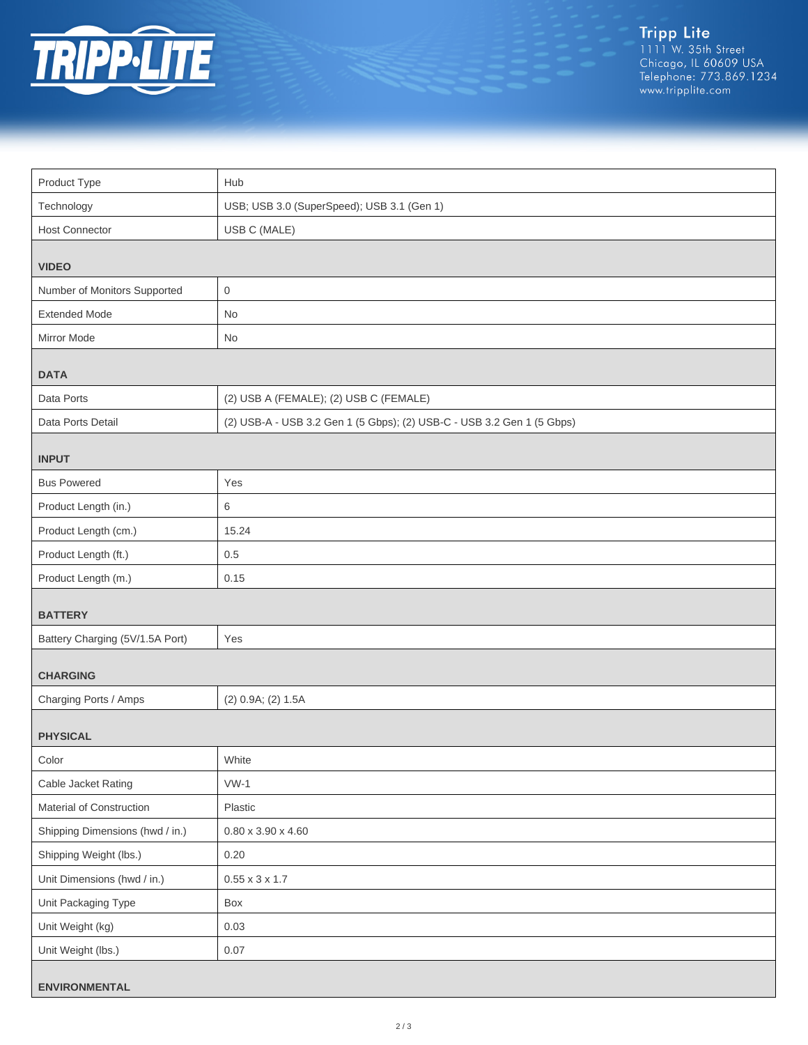| | |
|---|---|
| Product Type | Hub |
| Technology | USB; USB 3.0 (SuperSpeed); USB 3.1 (Gen 1) |
| Host Connector | USB C (MALE) |
| **VIDEO** | |
| Number of Monitors Supported | 0 |
| Extended Mode | No |
| Mirror Mode | No |
| **DATA** | |
| Data Ports | (2) USB A (FEMALE); (2) USB C (FEMALE) |
| Data Ports Detail | (2) USB-A - USB 3.2 Gen 1 (5 Gbps); (2) USB-C - USB 3.2 Gen 1 (5 Gbps) |
| **INPUT** | |
| Bus Powered | Yes |
| Product Length (in.) | 6 |
| Product Length (cm.) | 15.24 |
| Product Length (ft.) | 0.5 |
| Product Length (m.) | 0.15 |
| **BATTERY** | |
| Battery Charging (5V/1.5A Port) | Yes |
| **CHARGING** | |
| Charging Ports / Amps | (2) 0.9A; (2) 1.5A |
| **PHYSICAL** | |
| Color | White |
| Cable Jacket Rating | VW-1 |
| Material of Construction | Plastic |
| Shipping Dimensions (hwd / in.) | 0.80 x 3.90 x 4.60 |
| Shipping Weight (lbs.) | 0.20 |
| Unit Dimensions (hwd / in.) | 0.55 x 3 x 1.7 |
| Unit Packaging Type | Box |
| Unit Weight (kg) | 0.03 |
| Unit Weight (lbs.) | 0.07 |
| **ENVIRONMENTAL** | |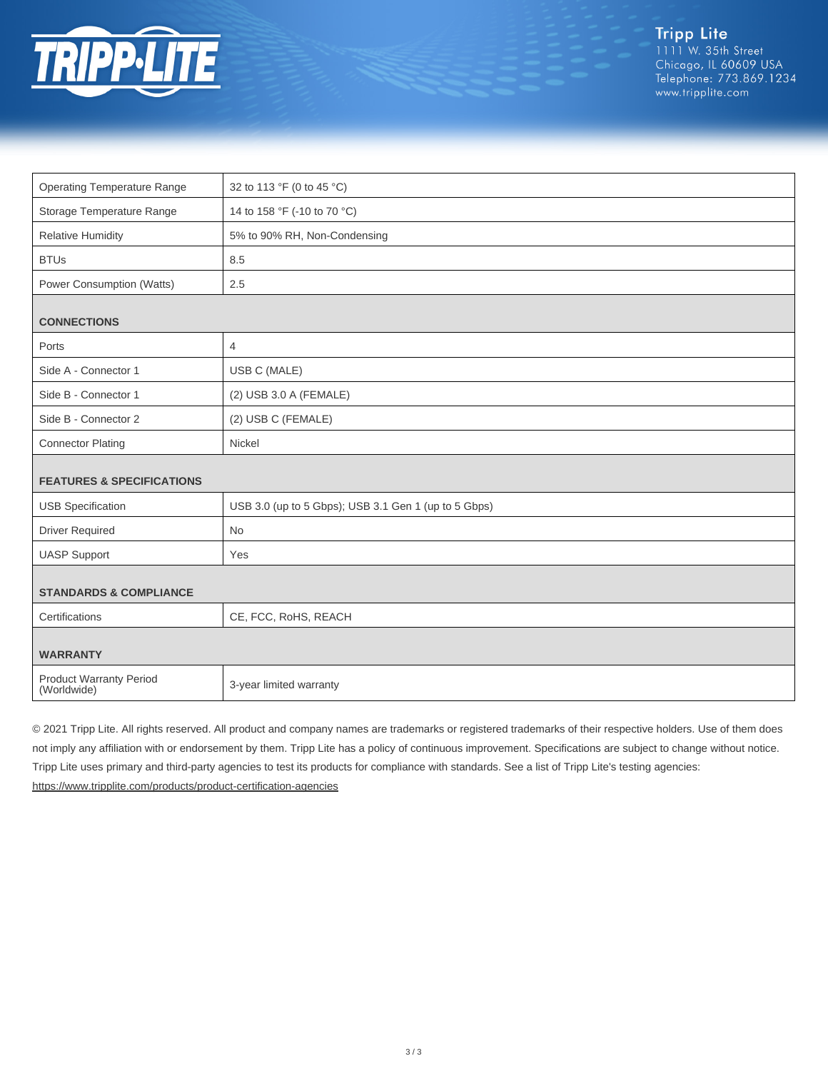| | |
|---|---|
| Operating Temperature Range | 32 to 113 °F (0 to 45 °C) |
| Storage Temperature Range | 14 to 158 °F (-10 to 70 °C) |
| Relative Humidity | 5% to 90% RH, Non-Condensing |
| BTUs | 8.5 |
| Power Consumption (Watts) | 2.5 |
| **CONNECTIONS** | |
| Ports | 4 |
| Side A - Connector 1 | USB C (MALE) |
| Side B - Connector 1 | (2) USB 3.0 A (FEMALE) |
| Side B - Connector 2 | (2) USB C (FEMALE) |
| Connector Plating | Nickel |
| **FEATURES & SPECIFICATIONS** | |
| USB Specification | USB 3.0 (up to 5 Gbps); USB 3.1 Gen 1 (up to 5 Gbps) |
| Driver Required | No |
| UASP Support | Yes |
| **STANDARDS & COMPLIANCE** | |
| Certifications | CE, FCC, RoHS, REACH |
| **WARRANTY** | |
| Product Warranty Period (Worldwide) | 3-year limited warranty |

© 2021 Tripp Lite. All rights reserved. All product and company names are trademarks or registered trademarks of their respective holders. Use of them does not imply any affiliation with or endorsement by them. Tripp Lite has a policy of continuous improvement. Specifications are subject to change without notice. Tripp Lite uses primary and third-party agencies to test its products for compliance with standards. See a list of Tripp Lite's testing agencies: https://www.tripplite.com/products/product-certification-agencies